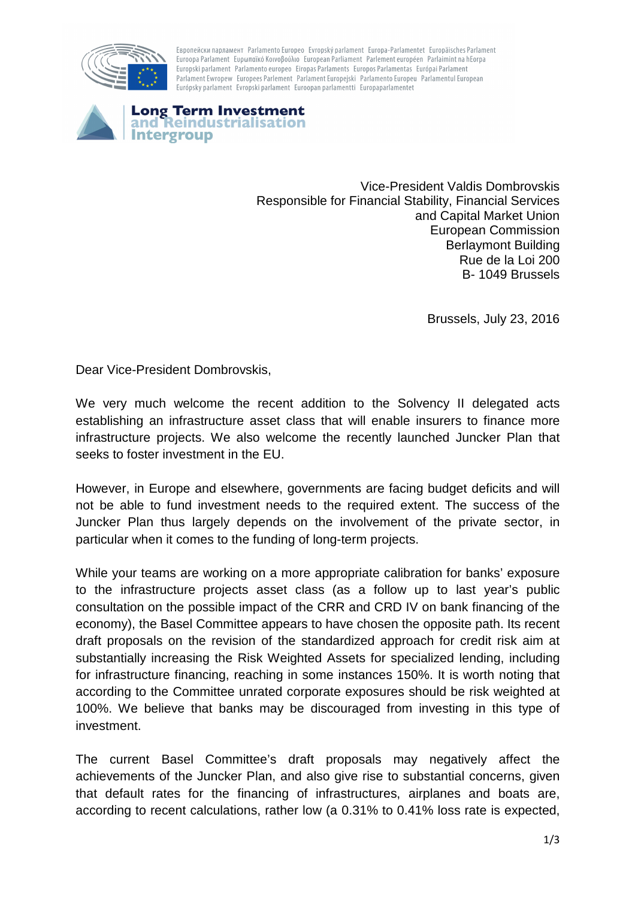Европейски парламент Parlamento Europeo Evropský parlament Europa-Parlamentet Europäisches Parlament Euroopa Parlament Ευρωπαϊκό Κοινοβούλιο European Parliament Parlement européen Parlaimint na hEorpa Europski parlament Parlamento europeo Eiropas Parlaments Europos Parlamentas Európai Parlament Parlament Ewropew Europees Parlement Parlament Europejski Parlamento Europeu Parlamentul European Európsky parlament Evropski parlament Euroopan parlamentti Europaparlamentet

**Long Term Investment and Reindustrialisation Intergroup**

Vice-President Valdis Dombrovskis
Responsible for Financial Stability, Financial Services and Capital Market Union
European Commission
Berlaymont Building
Rue de la Loi 200
B- 1049 Brussels

Brussels, July 23, 2016

Dear Vice-President Dombrovskis,

We very much welcome the recent addition to the Solvency II delegated acts establishing an infrastructure asset class that will enable insurers to finance more infrastructure projects. We also welcome the recently launched Juncker Plan that seeks to foster investment in the EU.

However, in Europe and elsewhere, governments are facing budget deficits and will not be able to fund investment needs to the required extent. The success of the Juncker Plan thus largely depends on the involvement of the private sector, in particular when it comes to the funding of long-term projects.

While your teams are working on a more appropriate calibration for banks' exposure to the infrastructure projects asset class (as a follow up to last year's public consultation on the possible impact of the CRR and CRD IV on bank financing of the economy), the Basel Committee appears to have chosen the opposite path. Its recent draft proposals on the revision of the standardized approach for credit risk aim at substantially increasing the Risk Weighted Assets for specialized lending, including for infrastructure financing, reaching in some instances 150%. It is worth noting that according to the Committee unrated corporate exposures should be risk weighted at 100%. We believe that banks may be discouraged from investing in this type of investment.

The current Basel Committee's draft proposals may negatively affect the achievements of the Juncker Plan, and also give rise to substantial concerns, given that default rates for the financing of infrastructures, airplanes and boats are, according to recent calculations, rather low (a 0.31% to 0.41% loss rate is expected,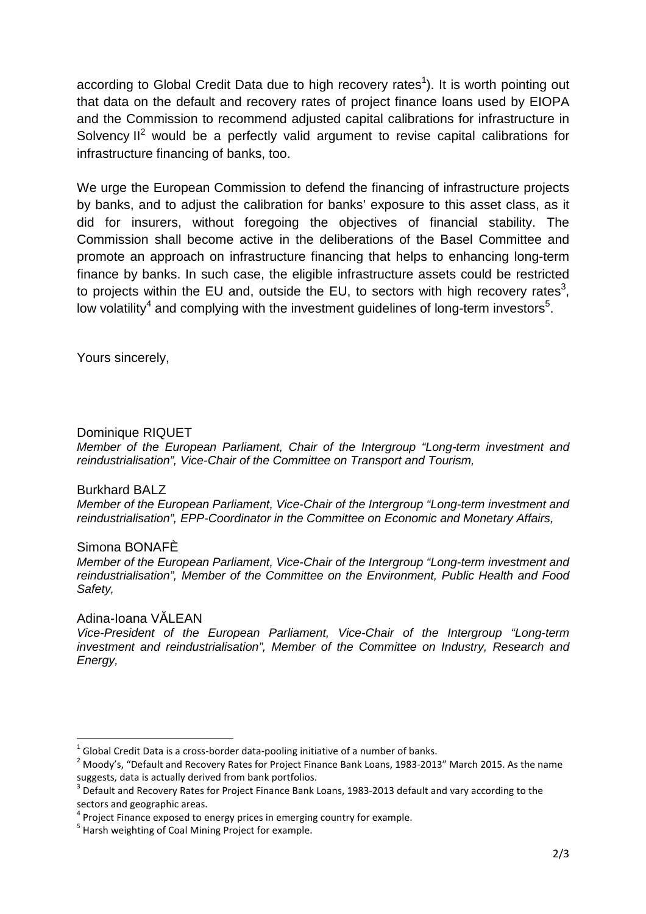according to Global Credit Data due to high recovery rates[1]). It is worth pointing out that data on the default and recovery rates of project finance loans used by EIOPA and the Commission to recommend adjusted capital calibrations for infrastructure in Solvency II[2] would be a perfectly valid argument to revise capital calibrations for infrastructure financing of banks, too.

We urge the European Commission to defend the financing of infrastructure projects by banks, and to adjust the calibration for banks' exposure to this asset class, as it did for insurers, without foregoing the objectives of financial stability. The Commission shall become active in the deliberations of the Basel Committee and promote an approach on infrastructure financing that helps to enhancing long-term finance by banks. In such case, the eligible infrastructure assets could be restricted to projects within the EU and, outside the EU, to sectors with high recovery rates[3], low volatility[4] and complying with the investment guidelines of long-term investors[5].

Yours sincerely,

Dominique RIQUET
*Member of the European Parliament, Chair of the Intergroup "Long-term investment and reindustrialisation", Vice-Chair of the Committee on Transport and Tourism,*

Burkhard BALZ
*Member of the European Parliament, Vice-Chair of the Intergroup "Long-term investment and reindustrialisation", EPP-Coordinator in the Committee on Economic and Monetary Affairs,*

Simona BONAFÈ
*Member of the European Parliament, Vice-Chair of the Intergroup "Long-term investment and reindustrialisation", Member of the Committee on the Environment, Public Health and Food Safety,*

Adina-Ioana VĂLEAN
*Vice-President of the European Parliament, Vice-Chair of the Intergroup "Long-term investment and reindustrialisation", Member of the Committee on Industry, Research and Energy,*

---

[1] Global Credit Data is a cross-border data-pooling initiative of a number of banks.

[2] Moody's, "Default and Recovery Rates for Project Finance Bank Loans, 1983-2013" March 2015. As the name suggests, data is actually derived from bank portfolios.

[3] Default and Recovery Rates for Project Finance Bank Loans, 1983-2013 default and vary according to the sectors and geographic areas.

[4] Project Finance exposed to energy prices in emerging country for example.

[5] Harsh weighting of Coal Mining Project for example.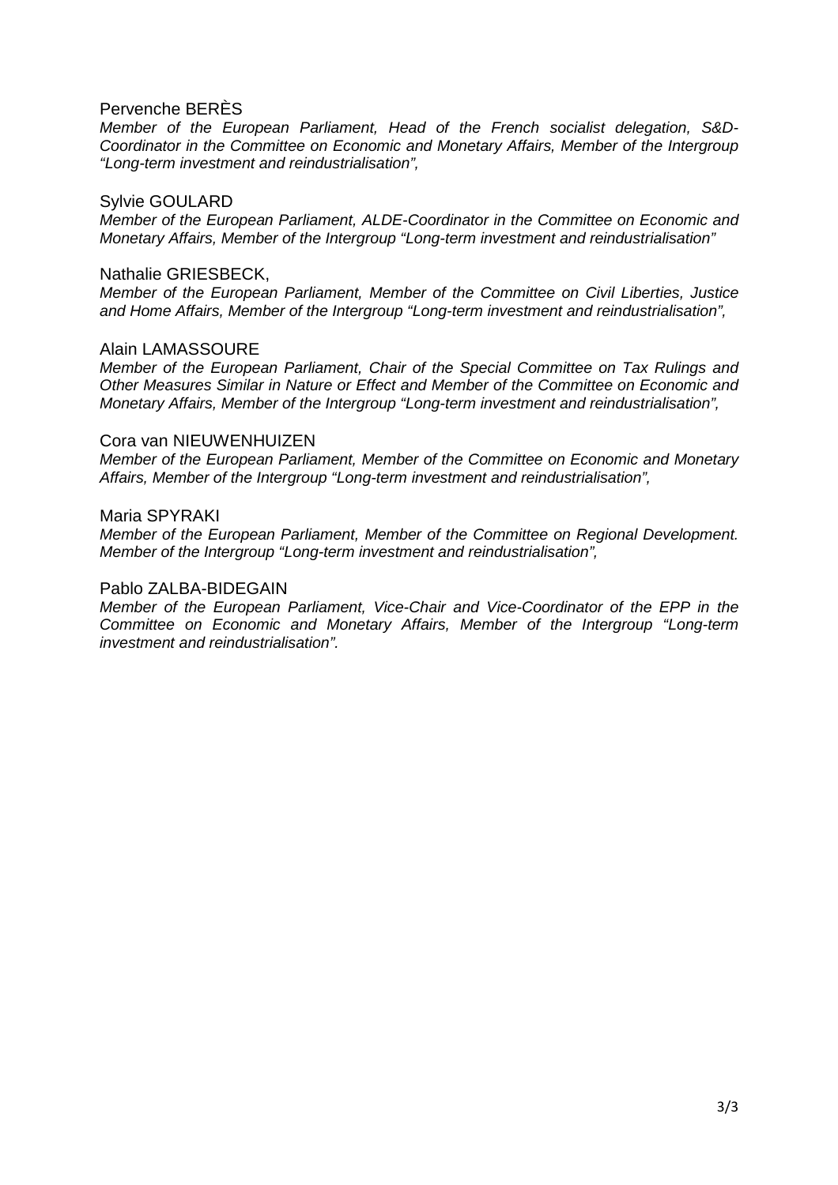Pervenche BERÈS

*Member of the European Parliament, Head of the French socialist delegation, S&D-Coordinator in the Committee on Economic and Monetary Affairs, Member of the Intergroup "Long-term investment and reindustrialisation",*

Sylvie GOULARD

*Member of the European Parliament, ALDE-Coordinator in the Committee on Economic and Monetary Affairs, Member of the Intergroup "Long-term investment and reindustrialisation"*

Nathalie GRIESBECK,

*Member of the European Parliament, Member of the Committee on Civil Liberties, Justice and Home Affairs, Member of the Intergroup "Long-term investment and reindustrialisation",*

Alain LAMASSOURE

*Member of the European Parliament, Chair of the Special Committee on Tax Rulings and Other Measures Similar in Nature or Effect and Member of the Committee on Economic and Monetary Affairs, Member of the Intergroup "Long-term investment and reindustrialisation",*

Cora van NIEUWENHUIZEN

*Member of the European Parliament, Member of the Committee on Economic and Monetary Affairs, Member of the Intergroup "Long-term investment and reindustrialisation",*

Maria SPYRAKI

*Member of the European Parliament, Member of the Committee on Regional Development. Member of the Intergroup "Long-term investment and reindustrialisation",*

Pablo ZALBA-BIDEGAIN

*Member of the European Parliament, Vice-Chair and Vice-Coordinator of the EPP in the Committee on Economic and Monetary Affairs, Member of the Intergroup "Long-term investment and reindustrialisation".*